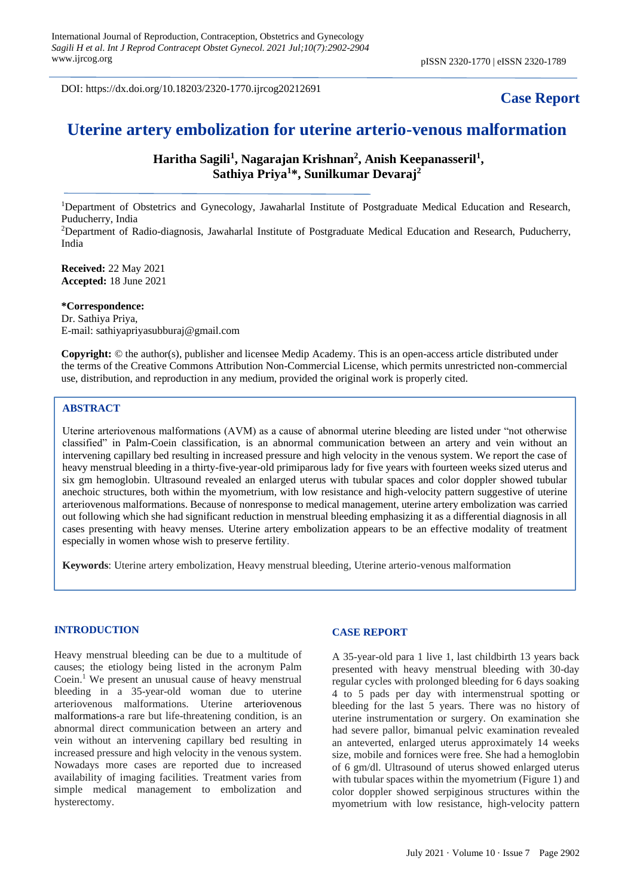DOI: https://dx.doi.org/10.18203/2320-1770.ijrcog20212691

**Case Report**

# Uterine artery embolization for uterine arterio-venous malformation

**Haritha Sagili[1], Nagarajan Krishnan[2], Anish Keepanasseril[1], Sathiya Priya[1]*, Sunilkumar Devaraj[2]**

[1]Department of Obstetrics and Gynecology, Jawaharlal Institute of Postgraduate Medical Education and Research, Puducherry, India

[2]Department of Radio-diagnosis, Jawaharlal Institute of Postgraduate Medical Education and Research, Puducherry, India

**Received:** 22 May 2021
**Accepted:** 18 June 2021

**\*Correspondence:**
Dr. Sathiya Priya,
E-mail: sathiyapriyasubburaj@gmail.com

**Copyright:** © the author(s), publisher and licensee Medip Academy. This is an open-access article distributed under the terms of the Creative Commons Attribution Non-Commercial License, which permits unrestricted non-commercial use, distribution, and reproduction in any medium, provided the original work is properly cited.

## ABSTRACT

Uterine arteriovenous malformations (AVM) as a cause of abnormal uterine bleeding are listed under "not otherwise classified" in Palm-Coein classification, is an abnormal communication between an artery and vein without an intervening capillary bed resulting in increased pressure and high velocity in the venous system. We report the case of heavy menstrual bleeding in a thirty-five-year-old primiparous lady for five years with fourteen weeks sized uterus and six gm hemoglobin. Ultrasound revealed an enlarged uterus with tubular spaces and color doppler showed tubular anechoic structures, both within the myometrium, with low resistance and high-velocity pattern suggestive of uterine arteriovenous malformations. Because of nonresponse to medical management, uterine artery embolization was carried out following which she had significant reduction in menstrual bleeding emphasizing it as a differential diagnosis in all cases presenting with heavy menses. Uterine artery embolization appears to be an effective modality of treatment especially in women whose wish to preserve fertility.

**Keywords**: Uterine artery embolization, Heavy menstrual bleeding, Uterine arterio-venous malformation

## INTRODUCTION

Heavy menstrual bleeding can be due to a multitude of causes; the etiology being listed in the acronym Palm Coein.[1] We present an unusual cause of heavy menstrual bleeding in a 35-year-old woman due to uterine arteriovenous malformations. Uterine arteriovenous malformations-a rare but life-threatening condition, is an abnormal direct communication between an artery and vein without an intervening capillary bed resulting in increased pressure and high velocity in the venous system. Nowadays more cases are reported due to increased availability of imaging facilities. Treatment varies from simple medical management to embolization and hysterectomy.

## CASE REPORT

A 35-year-old para 1 live 1, last childbirth 13 years back presented with heavy menstrual bleeding with 30-day regular cycles with prolonged bleeding for 6 days soaking 4 to 5 pads per day with intermenstrual spotting or bleeding for the last 5 years. There was no history of uterine instrumentation or surgery. On examination she had severe pallor, bimanual pelvic examination revealed an anteverted, enlarged uterus approximately 14 weeks size, mobile and fornices were free. She had a hemoglobin of 6 gm/dl. Ultrasound of uterus showed enlarged uterus with tubular spaces within the myometrium (Figure 1) and color doppler showed serpiginous structures within the myometrium with low resistance, high-velocity pattern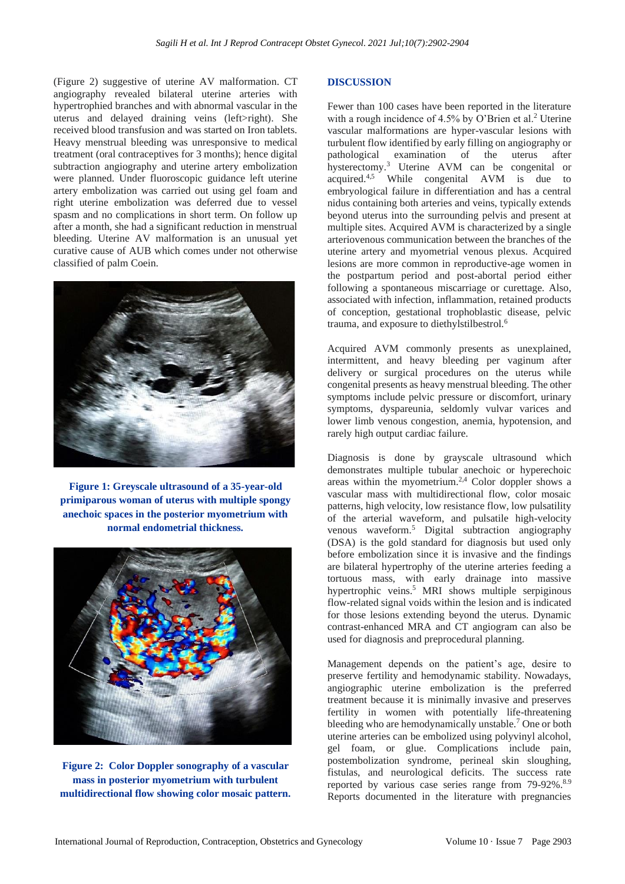(Figure 2) suggestive of uterine AV malformation. CT angiography revealed bilateral uterine arteries with hypertrophied branches and with abnormal vascular in the uterus and delayed draining veins (left>right). She received blood transfusion and was started on Iron tablets. Heavy menstrual bleeding was unresponsive to medical treatment (oral contraceptives for 3 months); hence digital subtraction angiography and uterine artery embolization were planned. Under fluoroscopic guidance left uterine artery embolization was carried out using gel foam and right uterine embolization was deferred due to vessel spasm and no complications in short term. On follow up after a month, she had a significant reduction in menstrual bleeding. Uterine AV malformation is an unusual yet curative cause of AUB which comes under not otherwise classified of palm Coein.

**Figure 1: Greyscale ultrasound of a 35-year-old primiparous woman of uterus with multiple spongy anechoic spaces in the posterior myometrium with normal endometrial thickness.**

**Figure 2: Color Doppler sonography of a vascular mass in posterior myometrium with turbulent multidirectional flow showing color mosaic pattern.**

## DISCUSSION

Fewer than 100 cases have been reported in the literature with a rough incidence of 4.5% by O'Brien et al.[2] Uterine vascular malformations are hyper-vascular lesions with turbulent flow identified by early filling on angiography or pathological examination of the uterus after hysterectomy.[3] Uterine AVM can be congenital or acquired.[4,5] While congenital AVM is due to embryological failure in differentiation and has a central nidus containing both arteries and veins, typically extends beyond uterus into the surrounding pelvis and present at multiple sites. Acquired AVM is characterized by a single arteriovenous communication between the branches of the uterine artery and myometrial venous plexus. Acquired lesions are more common in reproductive-age women in the postpartum period and post-abortal period either following a spontaneous miscarriage or curettage. Also, associated with infection, inflammation, retained products of conception, gestational trophoblastic disease, pelvic trauma, and exposure to diethylstilbestrol.[6]

Acquired AVM commonly presents as unexplained, intermittent, and heavy bleeding per vaginum after delivery or surgical procedures on the uterus while congenital presents as heavy menstrual bleeding. The other symptoms include pelvic pressure or discomfort, urinary symptoms, dyspareunia, seldomly vulvar varices and lower limb venous congestion, anemia, hypotension, and rarely high output cardiac failure.

Diagnosis is done by grayscale ultrasound which demonstrates multiple tubular anechoic or hyperechoic areas within the myometrium.[2,4] Color doppler shows a vascular mass with multidirectional flow, color mosaic patterns, high velocity, low resistance flow, low pulsatility of the arterial waveform, and pulsatile high-velocity venous waveform.[5] Digital subtraction angiography (DSA) is the gold standard for diagnosis but used only before embolization since it is invasive and the findings are bilateral hypertrophy of the uterine arteries feeding a tortuous mass, with early drainage into massive hypertrophic veins.[5] MRI shows multiple serpiginous flow-related signal voids within the lesion and is indicated for those lesions extending beyond the uterus. Dynamic contrast-enhanced MRA and CT angiogram can also be used for diagnosis and preprocedural planning.

Management depends on the patient's age, desire to preserve fertility and hemodynamic stability. Nowadays, angiographic uterine embolization is the preferred treatment because it is minimally invasive and preserves fertility in women with potentially life-threatening bleeding who are hemodynamically unstable.[7] One or both uterine arteries can be embolized using polyvinyl alcohol, gel foam, or glue. Complications include pain, postembolization syndrome, perineal skin sloughing, fistulas, and neurological deficits. The success rate reported by various case series range from 79-92%.[8,9] Reports documented in the literature with pregnancies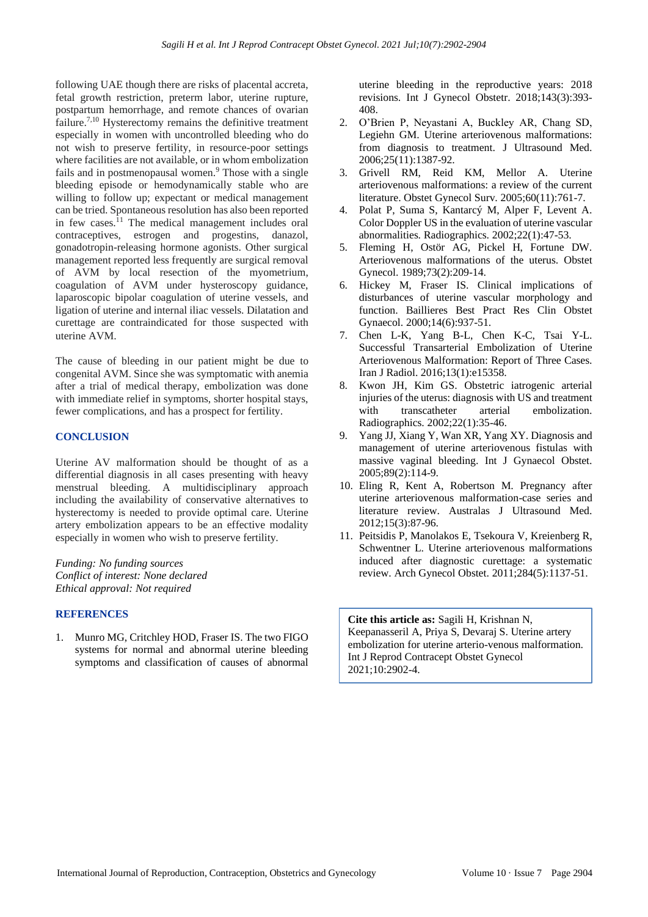following UAE though there are risks of placental accreta, fetal growth restriction, preterm labor, uterine rupture, postpartum hemorrhage, and remote chances of ovarian failure.[7,10] Hysterectomy remains the definitive treatment especially in women with uncontrolled bleeding who do not wish to preserve fertility, in resource-poor settings where facilities are not available, or in whom embolization fails and in postmenopausal women.[9] Those with a single bleeding episode or hemodynamically stable who are willing to follow up; expectant or medical management can be tried. Spontaneous resolution has also been reported in few cases.[11] The medical management includes oral contraceptives, estrogen and progestins, danazol, gonadotropin-releasing hormone agonists. Other surgical management reported less frequently are surgical removal of AVM by local resection of the myometrium, coagulation of AVM under hysteroscopy guidance, laparoscopic bipolar coagulation of uterine vessels, and ligation of uterine and internal iliac vessels. Dilatation and curettage are contraindicated for those suspected with uterine AVM.

The cause of bleeding in our patient might be due to congenital AVM. Since she was symptomatic with anemia after a trial of medical therapy, embolization was done with immediate relief in symptoms, shorter hospital stays, fewer complications, and has a prospect for fertility.

## CONCLUSION

Uterine AV malformation should be thought of as a differential diagnosis in all cases presenting with heavy menstrual bleeding. A multidisciplinary approach including the availability of conservative alternatives to hysterectomy is needed to provide optimal care. Uterine artery embolization appears to be an effective modality especially in women who wish to preserve fertility.

*Funding: No funding sources*
*Conflict of interest: None declared*
*Ethical approval: Not required*

## REFERENCES

1. Munro MG, Critchley HOD, Fraser IS. The two FIGO systems for normal and abnormal uterine bleeding symptoms and classification of causes of abnormal uterine bleeding in the reproductive years: 2018 revisions. Int J Gynecol Obstetr. 2018;143(3):393-408.
2. O'Brien P, Neyastani A, Buckley AR, Chang SD, Legiehn GM. Uterine arteriovenous malformations: from diagnosis to treatment. J Ultrasound Med. 2006;25(11):1387-92.
3. Grivell RM, Reid KM, Mellor A. Uterine arteriovenous malformations: a review of the current literature. Obstet Gynecol Surv. 2005;60(11):761-7.
4. Polat P, Suma S, Kantarcý M, Alper F, Levent A. Color Doppler US in the evaluation of uterine vascular abnormalities. Radiographics. 2002;22(1):47-53.
5. Fleming H, Ostör AG, Pickel H, Fortune DW. Arteriovenous malformations of the uterus. Obstet Gynecol. 1989;73(2):209-14.
6. Hickey M, Fraser IS. Clinical implications of disturbances of uterine vascular morphology and function. Baillieres Best Pract Res Clin Obstet Gynaecol. 2000;14(6):937-51.
7. Chen L-K, Yang B-L, Chen K-C, Tsai Y-L. Successful Transarterial Embolization of Uterine Arteriovenous Malformation: Report of Three Cases. Iran J Radiol. 2016;13(1):e15358.
8. Kwon JH, Kim GS. Obstetric iatrogenic arterial injuries of the uterus: diagnosis with US and treatment with transcatheter arterial embolization. Radiographics. 2002;22(1):35-46.
9. Yang JJ, Xiang Y, Wan XR, Yang XY. Diagnosis and management of uterine arteriovenous fistulas with massive vaginal bleeding. Int J Gynaecol Obstet. 2005;89(2):114-9.
10. Eling R, Kent A, Robertson M. Pregnancy after uterine arteriovenous malformation-case series and literature review. Australas J Ultrasound Med. 2012;15(3):87-96.
11. Peitsidis P, Manolakos E, Tsekoura V, Kreienberg R, Schwentner L. Uterine arteriovenous malformations induced after diagnostic curettage: a systematic review. Arch Gynecol Obstet. 2011;284(5):1137-51.

**Cite this article as:** Sagili H, Krishnan N, Keepanasseril A, Priya S, Devaraj S. Uterine artery embolization for uterine arterio-venous malformation. Int J Reprod Contracept Obstet Gynecol 2021;10:2902-4.